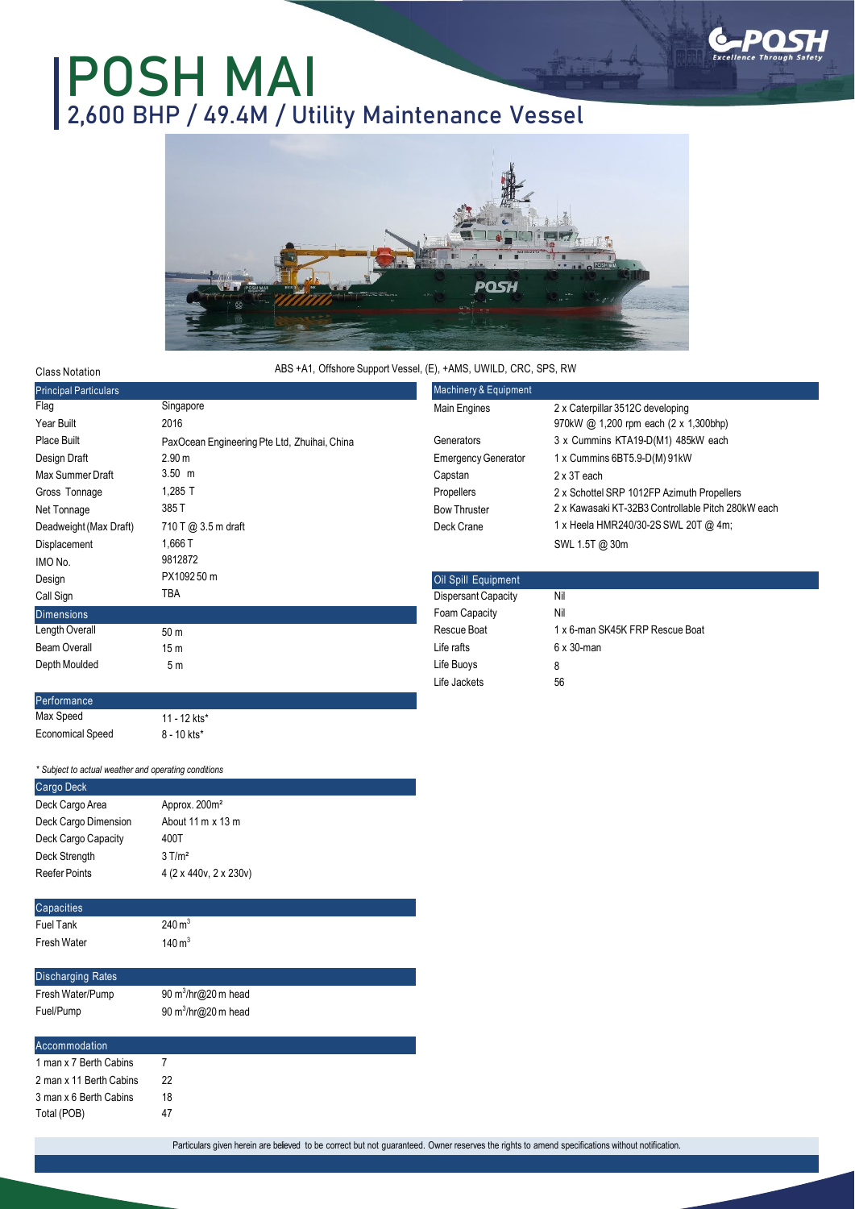# POSH MAI

## 2,600 BHP / 49.4M / Utility Maintenance Vessel

Class Notation: ABS +A1, Offshore Support Vessel, (E), +AMS, UWILD, CRC, SPS, RW

| Principal Particulars | |
|---|---|
| Flag | Singapore |
| Year Built | 2016 |
| Place Built | PaxOcean Engineering Pte Ltd, Zhuhai, China |
| Design Draft | 2.90 m |
| Max Summer Draft | 3.50 m |
| Gross Tonnage | 1,285 T |
| Net Tonnage | 385 T |
| Deadweight (Max Draft) | 710 T @ 3.5 m draft |
| Displacement | 1,666 T |
| IMO No. | 9812872 |
| Design | PX1092 50 m |
| Call Sign | TBA |

| Dimensions | |
|---|---|
| Length Overall | 50 m |
| Beam Overall | 15 m |
| Depth Moulded | 5 m |

| Performance | |
|---|---|
| Max Speed | 11 - 12 kts* |
| Economical Speed | 8 - 10 kts* |

*\* Subject to actual weather and operating conditions*

| Cargo Deck | |
|---|---|
| Deck Cargo Area | Approx. 200m² |
| Deck Cargo Dimension | About 11 m x 13 m |
| Deck Cargo Capacity | 400T |
| Deck Strength | 3 T/m² |
| Reefer Points | 4 (2 x 440v, 2 x 230v) |

| Capacities | |
|---|---|
| Fuel Tank | $240 m^3$ |
| Fresh Water | $140 m^3$ |

| Discharging Rates | |
|---|---|
| Fresh Water/Pump | $90 m^3$/hr@20 m head |
| Fuel/Pump | $90 m^3$/hr@20 m head |

| Accommodation | |
|---|---|
| 1 man x 7 Berth Cabins | 7 |
| 2 man x 11 Berth Cabins | 22 |
| 3 man x 6 Berth Cabins | 18 |
| Total (POB) | 47 |

| Machinery & Equipment | |
|---|---|
| Main Engines | 2 x Caterpillar 3512C developing 970kW @ 1,200 rpm each (2 x 1,300bhp) |
| Generators | 3 x Cummins KTA19-D(M1) 485kW each |
| Emergency Generator | 1 x Cummins 6BT5.9-D(M) 91kW |
| Capstan | 2 x 3T each |
| Propellers | 2 x Schottel SRP 1012FP Azimuth Propellers |
| Bow Thruster | 2 x Kawasaki KT-32B3 Controllable Pitch 280kW each |
| Deck Crane | 1 x Heela HMR240/30-2S SWL 20T @ 4m; SWL 1.5T @ 30m |

| Oil Spill Equipment | |
|---|---|
| Dispersant Capacity | Nil |
| Foam Capacity | Nil |
| Rescue Boat | 1 x 6-man SK45K FRP Rescue Boat |
| Life rafts | 6 x 30-man |
| Life Buoys | 8 |
| Life Jackets | 56 |

Particulars given herein are believed to be correct but not guaranteed. Owner reserves the rights to amend specifications without notification.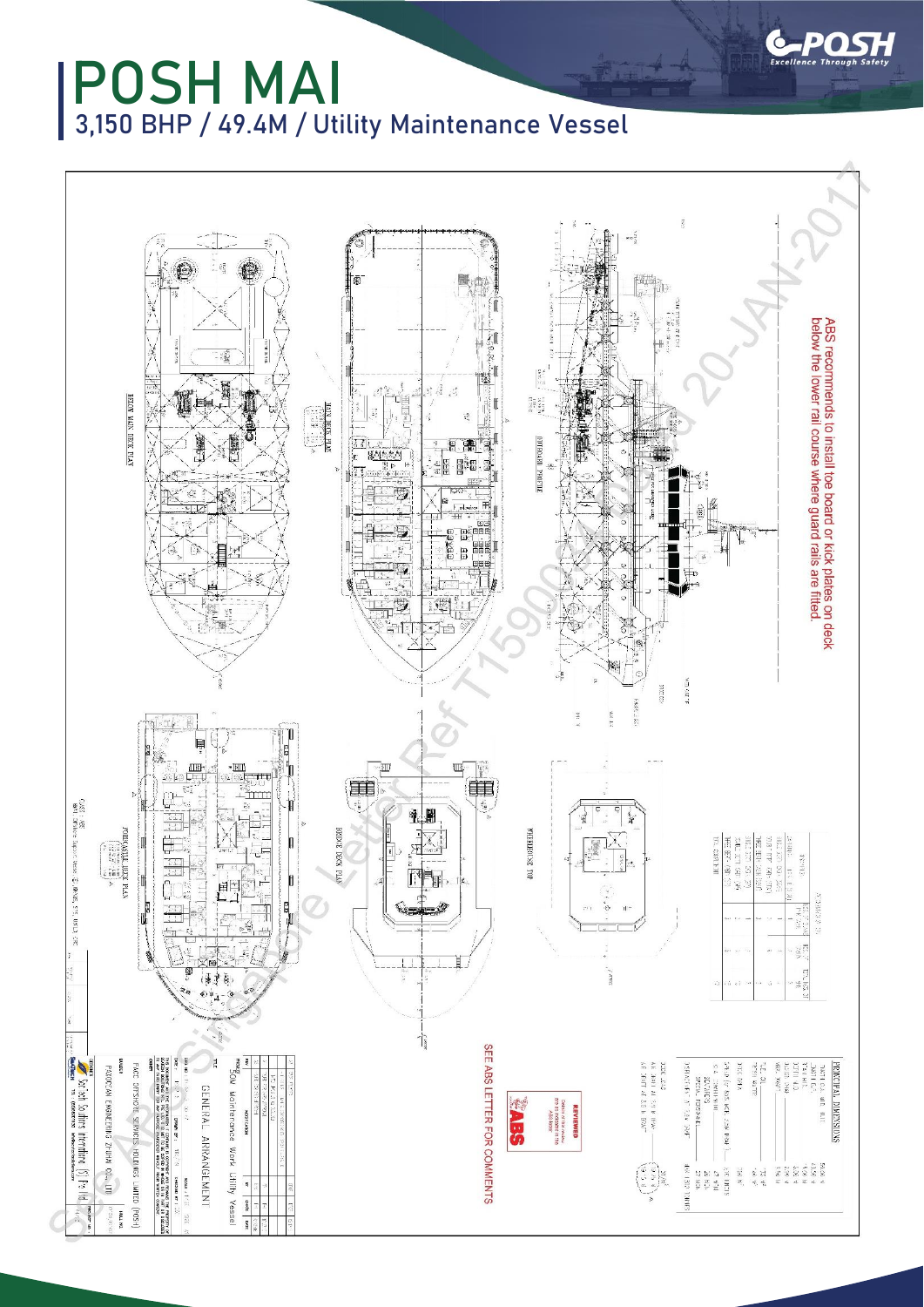# POSH MAI

## 3,150 BHP / 49.4M / Utility Maintenance Vessel

ABS recommends to install toe board or kick plates on deck below the lower rail course where guard rails are fitted.

SEE ABS LETTER FOR COMMENTS

GENERAL ARRANGEMENT

50m Maintenance Work Utility Vessel

PACC OFFSHORE SERVICES HOLDINGS LIMITED (POSH)

FUJIAN SOUTHEAST SHIPBUILDING CO., LTD

PRINCIPAL DIMENSIONS

BELOW MAIN DECK PLAN

MAIN DECK PLAN

OUTBOARD PROFILE

BRIDGE DECK PLAN

WHEELHOUSE TOP

FORECASTLE DECK PLAN